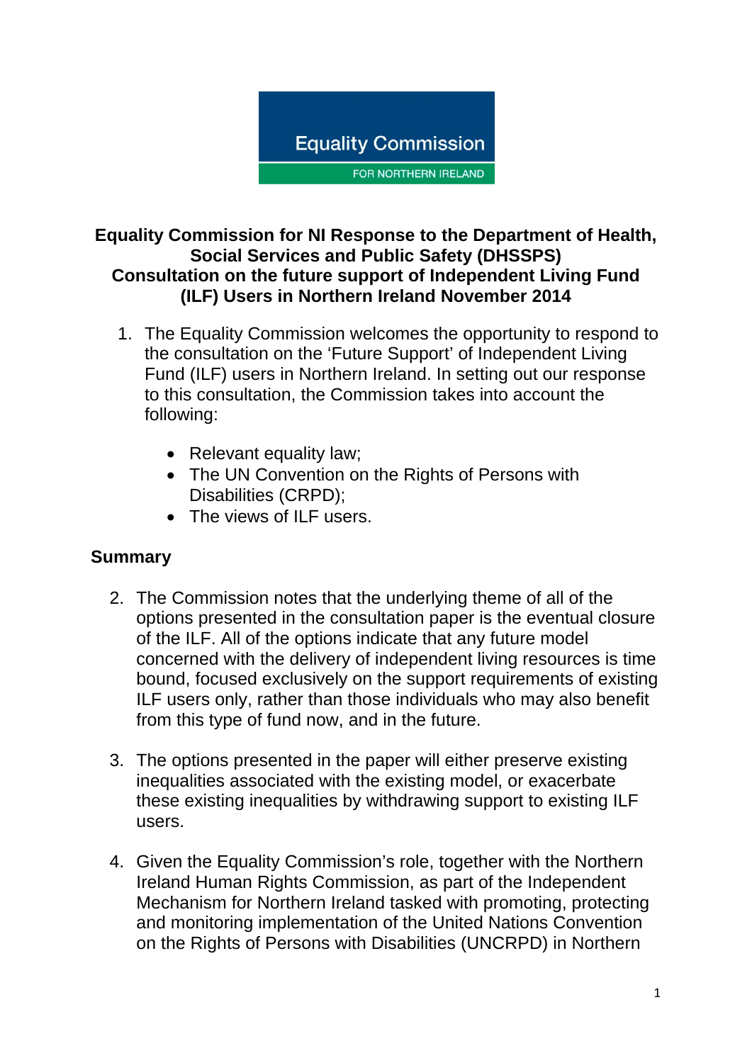Equality Commission

FOR NORTHERN IRELAND

# Equality Commission for NI Response to the Department of Health, Social Services and Public Safety (DHSSPS) Consultation on the future support of Independent Living Fund (ILF) Users in Northern Ireland November 2014

1. The Equality Commission welcomes the opportunity to respond to the consultation on the 'Future Support' of Independent Living Fund (ILF) users in Northern Ireland. In setting out our response to this consultation, the Commission takes into account the following:

    - Relevant equality law;
    - The UN Convention on the Rights of Persons with Disabilities (CRPD);
    - The views of ILF users.

## Summary

2. The Commission notes that the underlying theme of all of the options presented in the consultation paper is the eventual closure of the ILF. All of the options indicate that any future model concerned with the delivery of independent living resources is time bound, focused exclusively on the support requirements of existing ILF users only, rather than those individuals who may also benefit from this type of fund now, and in the future.

3. The options presented in the paper will either preserve existing inequalities associated with the existing model, or exacerbate these existing inequalities by withdrawing support to existing ILF users.

4. Given the Equality Commission's role, together with the Northern Ireland Human Rights Commission, as part of the Independent Mechanism for Northern Ireland tasked with promoting, protecting and monitoring implementation of the United Nations Convention on the Rights of Persons with Disabilities (UNCRPD) in Northern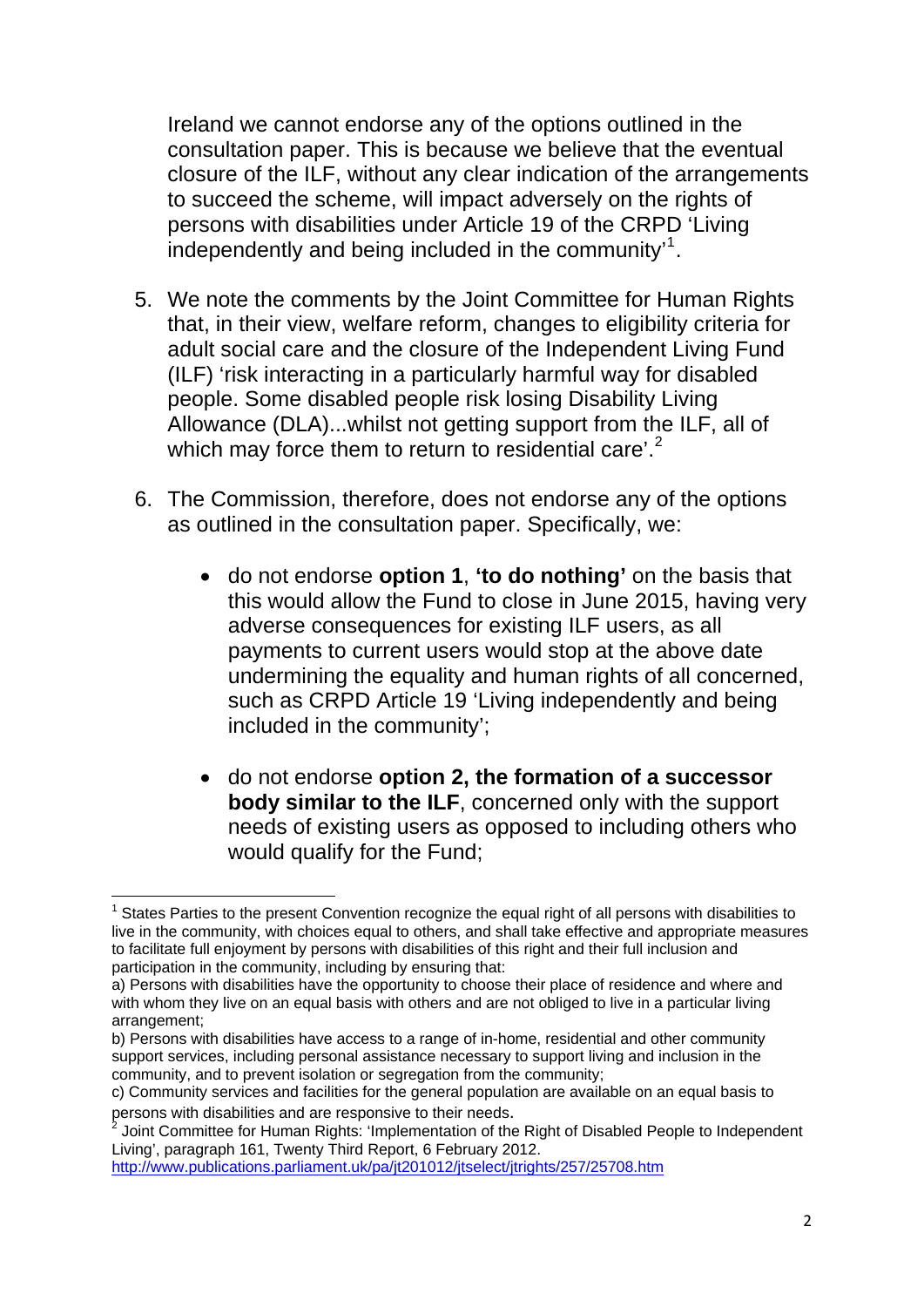Ireland we cannot endorse any of the options outlined in the consultation paper. This is because we believe that the eventual closure of the ILF, without any clear indication of the arrangements to succeed the scheme, will impact adversely on the rights of persons with disabilities under Article 19 of the CRPD 'Living independently and being included in the community'[1].

5. We note the comments by the Joint Committee for Human Rights that, in their view, welfare reform, changes to eligibility criteria for adult social care and the closure of the Independent Living Fund (ILF) 'risk interacting in a particularly harmful way for disabled people. Some disabled people risk losing Disability Living Allowance (DLA)...whilst not getting support from the ILF, all of which may force them to return to residential care'.[2]

6. The Commission, therefore, does not endorse any of the options as outlined in the consultation paper. Specifically, we:

   - do not endorse **option 1**, **'to do nothing'** on the basis that this would allow the Fund to close in June 2015, having very adverse consequences for existing ILF users, as all payments to current users would stop at the above date undermining the equality and human rights of all concerned, such as CRPD Article 19 'Living independently and being included in the community';

   - do not endorse **option 2, the formation of a successor body similar to the ILF**, concerned only with the support needs of existing users as opposed to including others who would qualify for the Fund;

---

[1] States Parties to the present Convention recognize the equal right of all persons with disabilities to live in the community, with choices equal to others, and shall take effective and appropriate measures to facilitate full enjoyment by persons with disabilities of this right and their full inclusion and participation in the community, including by ensuring that:
a) Persons with disabilities have the opportunity to choose their place of residence and where and with whom they live on an equal basis with others and are not obliged to live in a particular living arrangement;
b) Persons with disabilities have access to a range of in-home, residential and other community support services, including personal assistance necessary to support living and inclusion in the community, and to prevent isolation or segregation from the community;
c) Community services and facilities for the general population are available on an equal basis to persons with disabilities and are responsive to their needs.

[2] Joint Committee for Human Rights: 'Implementation of the Right of Disabled People to Independent Living', paragraph 161, Twenty Third Report, 6 February 2012.
http://www.publications.parliament.uk/pa/jt201012/jtselect/jtrights/257/25708.htm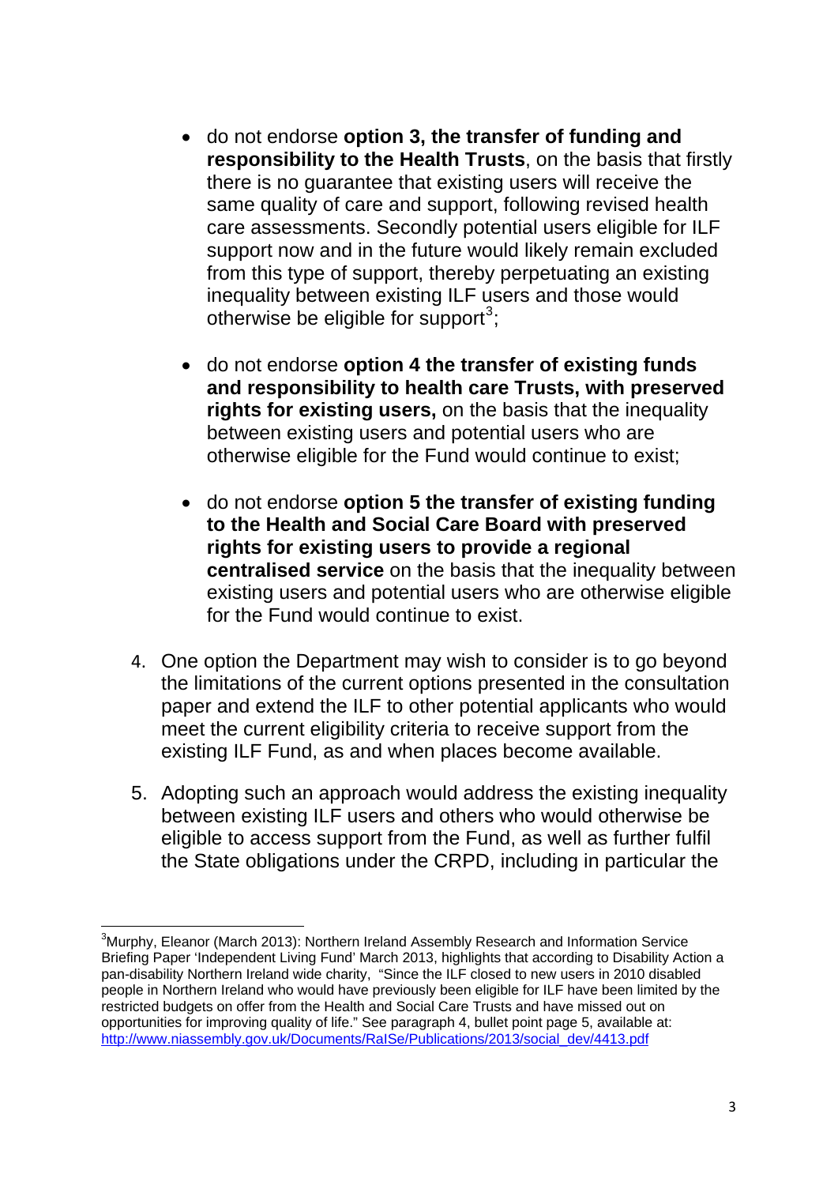- do not endorse **option 3, the transfer of funding and responsibility to the Health Trusts**, on the basis that firstly there is no guarantee that existing users will receive the same quality of care and support, following revised health care assessments. Secondly potential users eligible for ILF support now and in the future would likely remain excluded from this type of support, thereby perpetuating an existing inequality between existing ILF users and those would otherwise be eligible for support[3];

- do not endorse **option 4 the transfer of existing funds and responsibility to health care Trusts, with preserved rights for existing users,** on the basis that the inequality between existing users and potential users who are otherwise eligible for the Fund would continue to exist;

- do not endorse **option 5 the transfer of existing funding to the Health and Social Care Board with preserved rights for existing users to provide a regional centralised service** on the basis that the inequality between existing users and potential users who are otherwise eligible for the Fund would continue to exist.

4. One option the Department may wish to consider is to go beyond the limitations of the current options presented in the consultation paper and extend the ILF to other potential applicants who would meet the current eligibility criteria to receive support from the existing ILF Fund, as and when places become available.

5. Adopting such an approach would address the existing inequality between existing ILF users and others who would otherwise be eligible to access support from the Fund, as well as further fulfil the State obligations under the CRPD, including in particular the

[3] Murphy, Eleanor (March 2013): Northern Ireland Assembly Research and Information Service Briefing Paper 'Independent Living Fund' March 2013, highlights that according to Disability Action a pan-disability Northern Ireland wide charity, "Since the ILF closed to new users in 2010 disabled people in Northern Ireland who would have previously been eligible for ILF have been limited by the restricted budgets on offer from the Health and Social Care Trusts and have missed out on opportunities for improving quality of life." See paragraph 4, bullet point page 5, available at: http://www.niassembly.gov.uk/Documents/RaISe/Publications/2013/social_dev/4413.pdf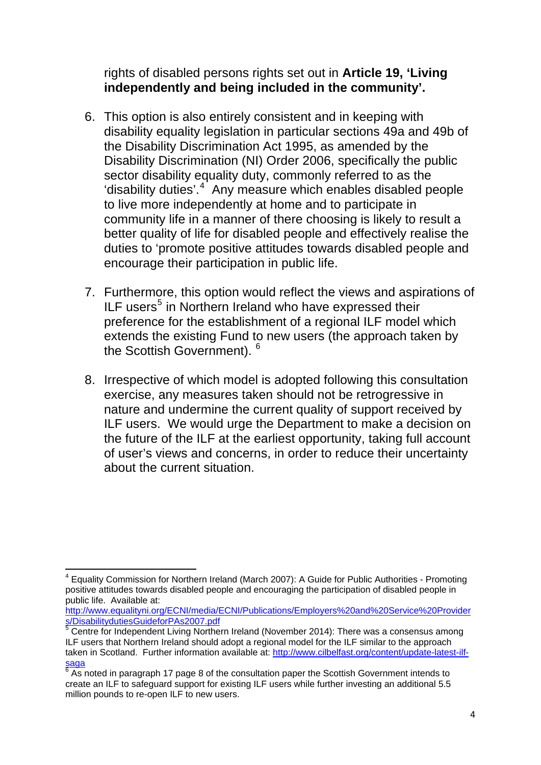rights of disabled persons rights set out in **Article 19, 'Living independently and being included in the community'.**

6. This option is also entirely consistent and in keeping with disability equality legislation in particular sections 49a and 49b of the Disability Discrimination Act 1995, as amended by the Disability Discrimination (NI) Order 2006, specifically the public sector disability equality duty, commonly referred to as the 'disability duties'.[4] Any measure which enables disabled people to live more independently at home and to participate in community life in a manner of there choosing is likely to result a better quality of life for disabled people and effectively realise the duties to 'promote positive attitudes towards disabled people and encourage their participation in public life.

7. Furthermore, this option would reflect the views and aspirations of ILF users[5] in Northern Ireland who have expressed their preference for the establishment of a regional ILF model which extends the existing Fund to new users (the approach taken by the Scottish Government). [6]

8. Irrespective of which model is adopted following this consultation exercise, any measures taken should not be retrogressive in nature and undermine the current quality of support received by ILF users. We would urge the Department to make a decision on the future of the ILF at the earliest opportunity, taking full account of user's views and concerns, in order to reduce their uncertainty about the current situation.

---

[4] Equality Commission for Northern Ireland (March 2007): A Guide for Public Authorities - Promoting positive attitudes towards disabled people and encouraging the participation of disabled people in public life. Available at: http://www.equalityni.org/ECNI/media/ECNI/Publications/Employers%20and%20Service%20Providers/DisabilitydutiesGuideforPAs2007.pdf

[5] Centre for Independent Living Northern Ireland (November 2014): There was a consensus among ILF users that Northern Ireland should adopt a regional model for the ILF similar to the approach taken in Scotland. Further information available at: http://www.cilbelfast.org/content/update-latest-ilf-saga

[6] As noted in paragraph 17 page 8 of the consultation paper the Scottish Government intends to create an ILF to safeguard support for existing ILF users while further investing an additional 5.5 million pounds to re-open ILF to new users.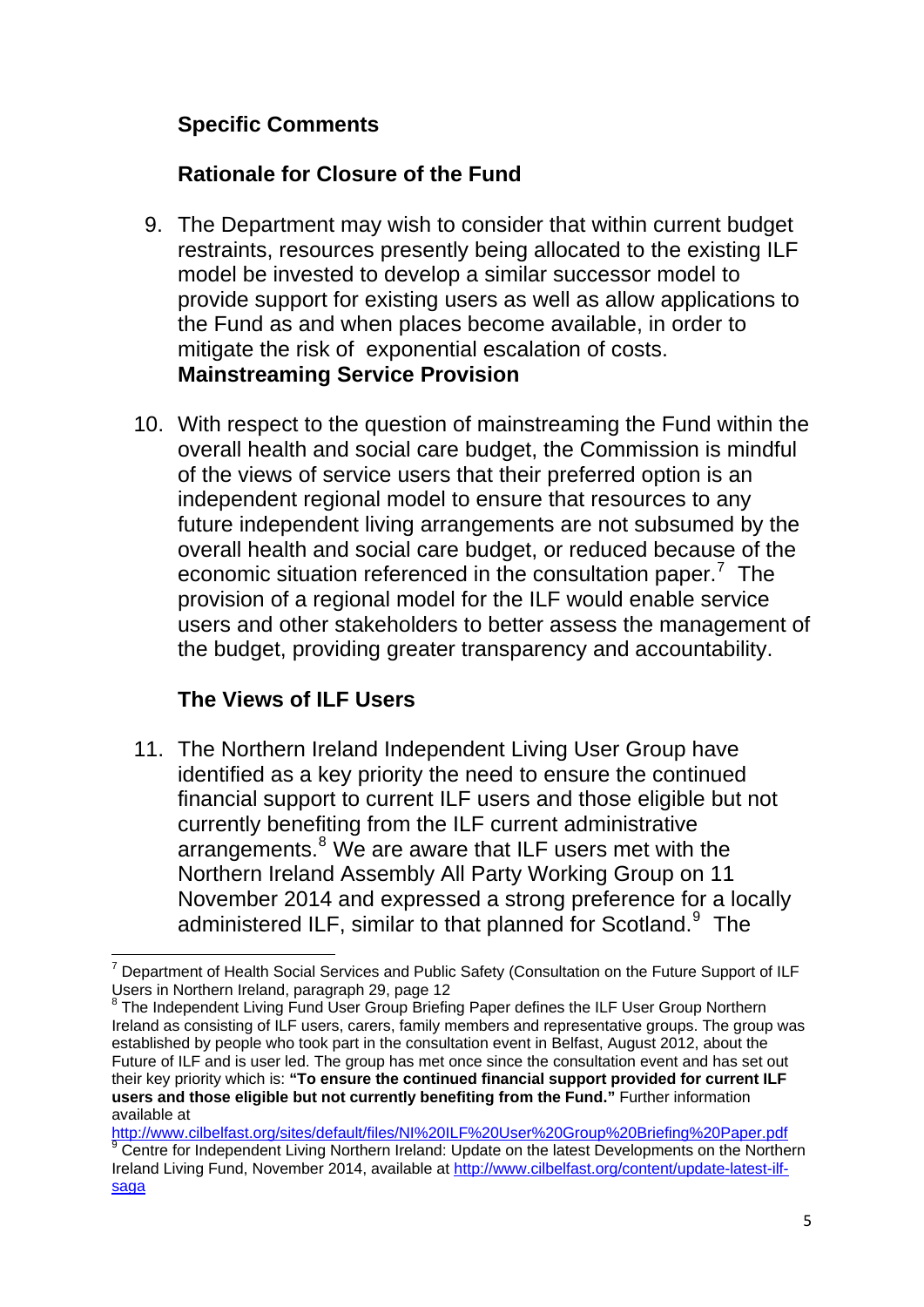### Specific Comments

### Rationale for Closure of the Fund

9. The Department may wish to consider that within current budget restraints, resources presently being allocated to the existing ILF model be invested to develop a similar successor model to provide support for existing users as well as allow applications to the Fund as and when places become available, in order to mitigate the risk of exponential escalation of costs.

### Mainstreaming Service Provision

10. With respect to the question of mainstreaming the Fund within the overall health and social care budget, the Commission is mindful of the views of service users that their preferred option is an independent regional model to ensure that resources to any future independent living arrangements are not subsumed by the overall health and social care budget, or reduced because of the economic situation referenced in the consultation paper.[7] The provision of a regional model for the ILF would enable service users and other stakeholders to better assess the management of the budget, providing greater transparency and accountability.

### The Views of ILF Users

11. The Northern Ireland Independent Living User Group have identified as a key priority the need to ensure the continued financial support to current ILF users and those eligible but not currently benefiting from the ILF current administrative arrangements.[8] We are aware that ILF users met with the Northern Ireland Assembly All Party Working Group on 11 November 2014 and expressed a strong preference for a locally administered ILF, similar to that planned for Scotland.[9] The

---

[7] Department of Health Social Services and Public Safety (Consultation on the Future Support of ILF Users in Northern Ireland, paragraph 29, page 12

[8] The Independent Living Fund User Group Briefing Paper defines the ILF User Group Northern Ireland as consisting of ILF users, carers, family members and representative groups. The group was established by people who took part in the consultation event in Belfast, August 2012, about the Future of ILF and is user led. The group has met once since the consultation event and has set out their key priority which is: **"To ensure the continued financial support provided for current ILF users and those eligible but not currently benefiting from the Fund."** Further information available at http://www.cilbelfast.org/sites/default/files/NI%20ILF%20User%20Group%20Briefing%20Paper.pdf

[9] Centre for Independent Living Northern Ireland: Update on the latest Developments on the Northern Ireland Living Fund, November 2014, available at http://www.cilbelfast.org/content/update-latest-ilf-saga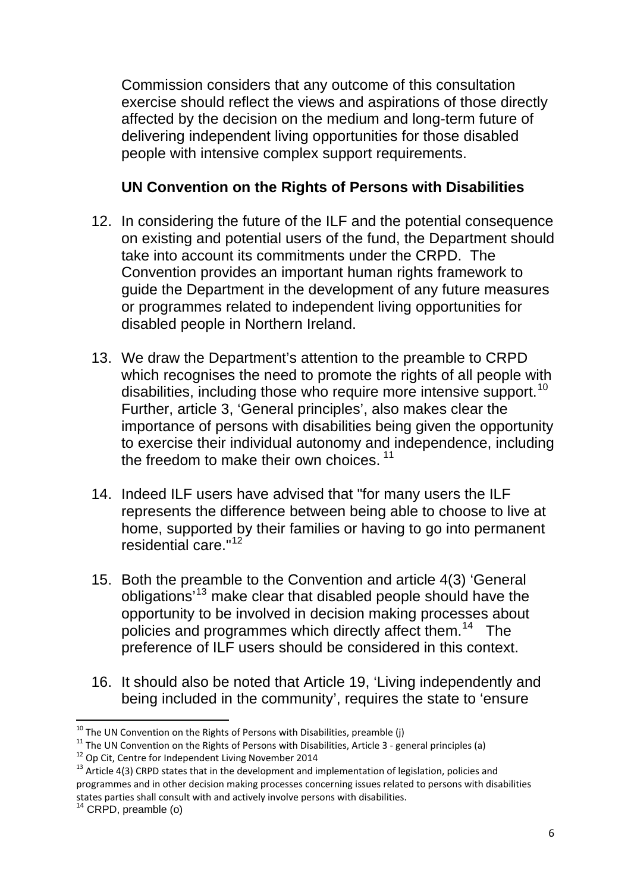Commission considers that any outcome of this consultation exercise should reflect the views and aspirations of those directly affected by the decision on the medium and long-term future of delivering independent living opportunities for those disabled people with intensive complex support requirements.

**UN Convention on the Rights of Persons with Disabilities**

12. In considering the future of the ILF and the potential consequence on existing and potential users of the fund, the Department should take into account its commitments under the CRPD. The Convention provides an important human rights framework to guide the Department in the development of any future measures or programmes related to independent living opportunities for disabled people in Northern Ireland.

13. We draw the Department's attention to the preamble to CRPD which recognises the need to promote the rights of all people with disabilities, including those who require more intensive support.[10] Further, article 3, 'General principles', also makes clear the importance of persons with disabilities being given the opportunity to exercise their individual autonomy and independence, including the freedom to make their own choices. [11]

14. Indeed ILF users have advised that "for many users the ILF represents the difference between being able to choose to live at home, supported by their families or having to go into permanent residential care."[12]

15. Both the preamble to the Convention and article 4(3) 'General obligations'[13] make clear that disabled people should have the opportunity to be involved in decision making processes about policies and programmes which directly affect them.[14] The preference of ILF users should be considered in this context.

16. It should also be noted that Article 19, 'Living independently and being included in the community', requires the state to 'ensure

---

[10] The UN Convention on the Rights of Persons with Disabilities, preamble (j)

[11] The UN Convention on the Rights of Persons with Disabilities, Article 3 - general principles (a)

[12] Op Cit, Centre for Independent Living November 2014

[13] Article 4(3) CRPD states that in the development and implementation of legislation, policies and programmes and in other decision making processes concerning issues related to persons with disabilities states parties shall consult with and actively involve persons with disabilities.

[14] CRPD, preamble (o)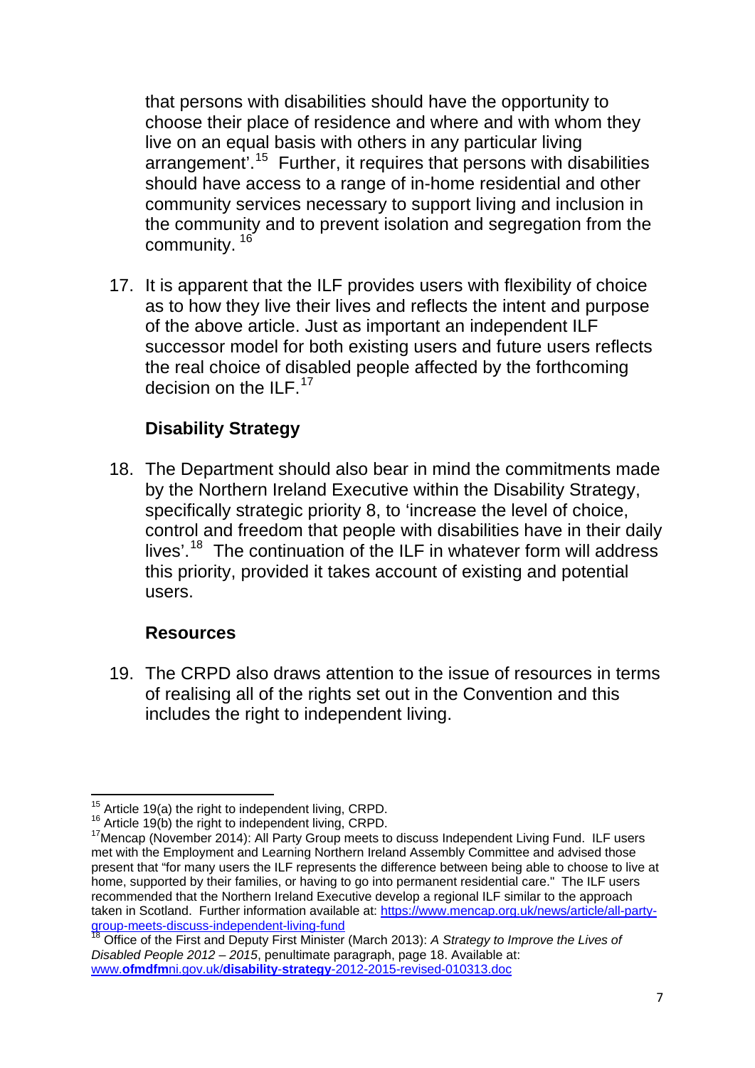that persons with disabilities should have the opportunity to choose their place of residence and where and with whom they live on an equal basis with others in any particular living arrangement'.[15] Further, it requires that persons with disabilities should have access to a range of in-home residential and other community services necessary to support living and inclusion in the community and to prevent isolation and segregation from the community.[16]

17. It is apparent that the ILF provides users with flexibility of choice as to how they live their lives and reflects the intent and purpose of the above article. Just as important an independent ILF successor model for both existing users and future users reflects the real choice of disabled people affected by the forthcoming decision on the ILF.[17]

**Disability Strategy**

18. The Department should also bear in mind the commitments made by the Northern Ireland Executive within the Disability Strategy, specifically strategic priority 8, to 'increase the level of choice, control and freedom that people with disabilities have in their daily lives'.[18] The continuation of the ILF in whatever form will address this priority, provided it takes account of existing and potential users.

**Resources**

19. The CRPD also draws attention to the issue of resources in terms of realising all of the rights set out in the Convention and this includes the right to independent living.

---

[15] Article 19(a) the right to independent living, CRPD.

[16] Article 19(b) the right to independent living, CRPD.

[17] Mencap (November 2014): All Party Group meets to discuss Independent Living Fund. ILF users met with the Employment and Learning Northern Ireland Assembly Committee and advised those present that "for many users the ILF represents the difference between being able to choose to live at home, supported by their families, or having to go into permanent residential care." The ILF users recommended that the Northern Ireland Executive develop a regional ILF similar to the approach taken in Scotland. Further information available at: https://www.mencap.org.uk/news/article/all-party-group-meets-discuss-independent-living-fund

[18] Office of the First and Deputy First Minister (March 2013): *A Strategy to Improve the Lives of Disabled People 2012 – 2015*, penultimate paragraph, page 18. Available at: www.ofmdfmni.gov.uk/disability-strategy-2012-2015-revised-010313.doc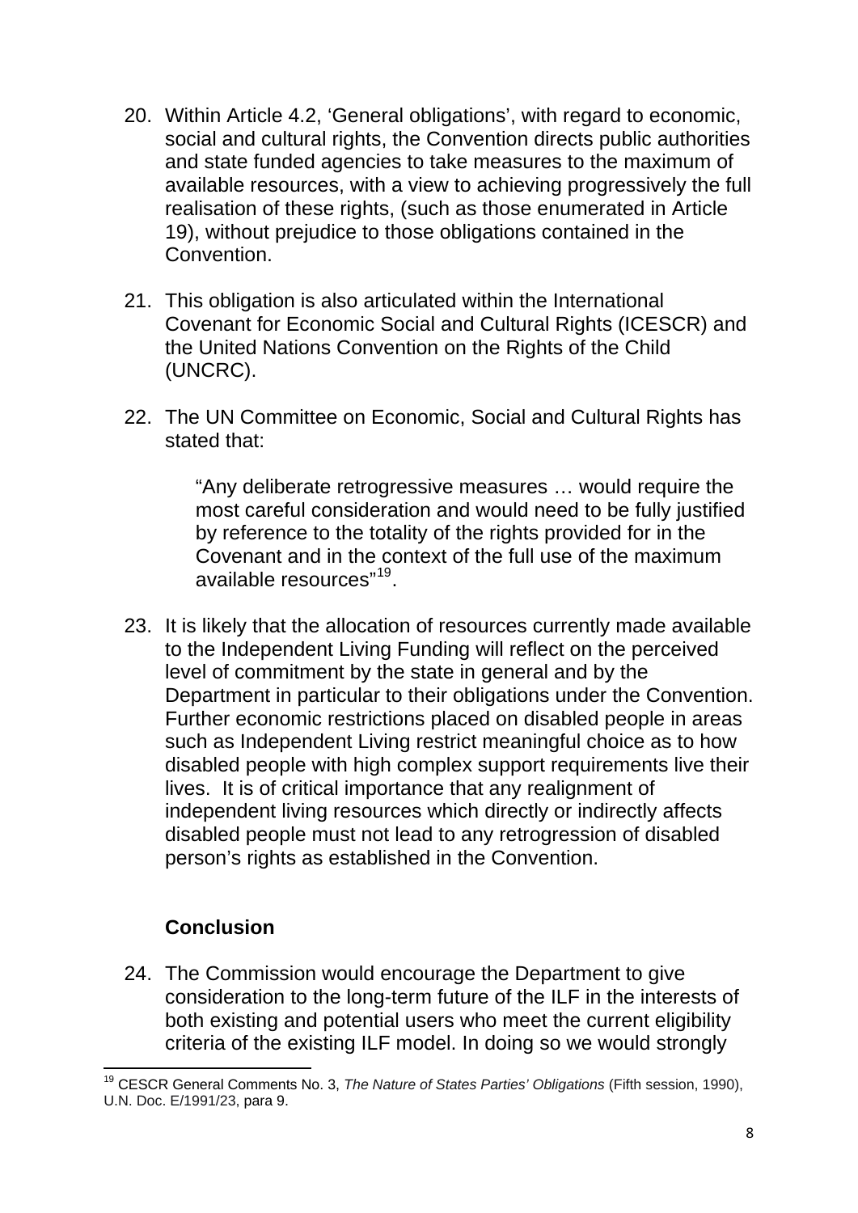20. Within Article 4.2, 'General obligations', with regard to economic, social and cultural rights, the Convention directs public authorities and state funded agencies to take measures to the maximum of available resources, with a view to achieving progressively the full realisation of these rights, (such as those enumerated in Article 19), without prejudice to those obligations contained in the Convention.

21. This obligation is also articulated within the International Covenant for Economic Social and Cultural Rights (ICESCR) and the United Nations Convention on the Rights of the Child (UNCRC).

22. The UN Committee on Economic, Social and Cultural Rights has stated that:

    > "Any deliberate retrogressive measures … would require the most careful consideration and would need to be fully justified by reference to the totality of the rights provided for in the Covenant and in the context of the full use of the maximum available resources"[19].

23. It is likely that the allocation of resources currently made available to the Independent Living Funding will reflect on the perceived level of commitment by the state in general and by the Department in particular to their obligations under the Convention. Further economic restrictions placed on disabled people in areas such as Independent Living restrict meaningful choice as to how disabled people with high complex support requirements live their lives. It is of critical importance that any realignment of independent living resources which directly or indirectly affects disabled people must not lead to any retrogression of disabled person's rights as established in the Convention.

### Conclusion

24. The Commission would encourage the Department to give consideration to the long-term future of the ILF in the interests of both existing and potential users who meet the current eligibility criteria of the existing ILF model. In doing so we would strongly

---

[19] CESCR General Comments No. 3, *The Nature of States Parties' Obligations* (Fifth session, 1990), U.N. Doc. E/1991/23, para 9.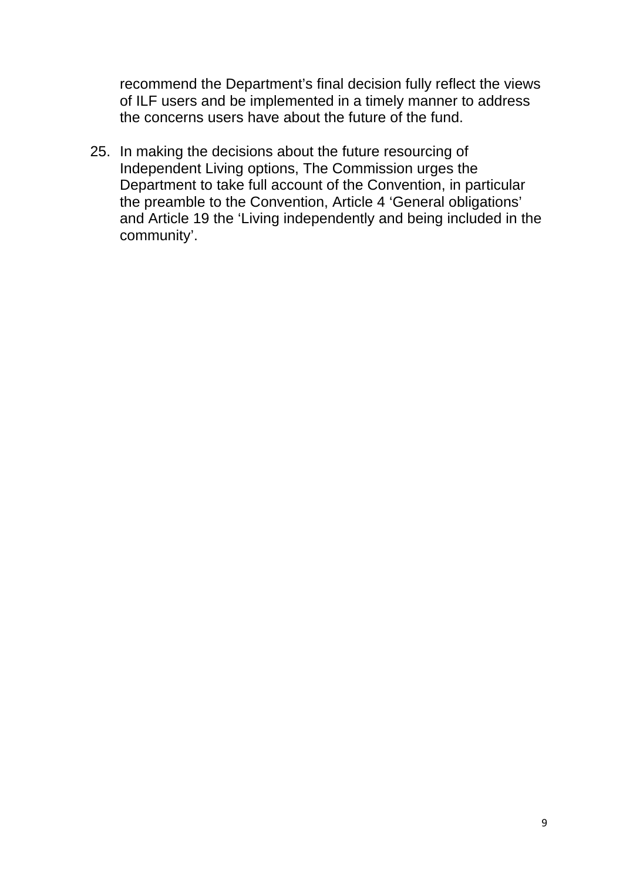recommend the Department's final decision fully reflect the views of ILF users and be implemented in a timely manner to address the concerns users have about the future of the fund.

25. In making the decisions about the future resourcing of Independent Living options, The Commission urges the Department to take full account of the Convention, in particular the preamble to the Convention, Article 4 'General obligations' and Article 19 the 'Living independently and being included in the community'.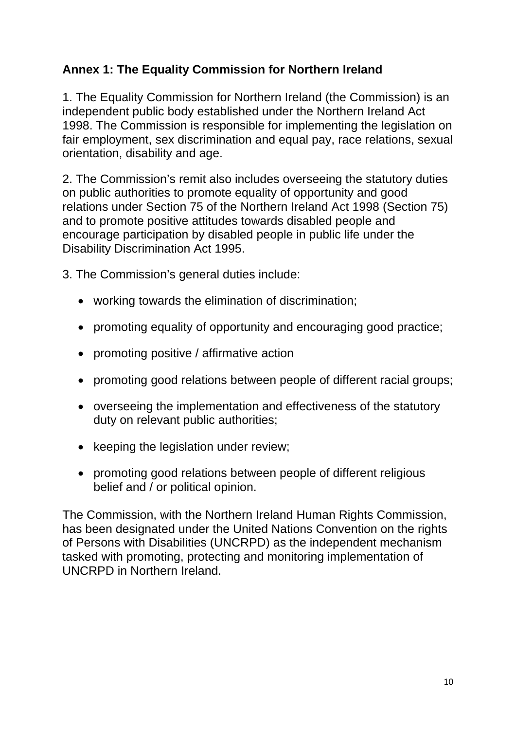## Annex 1: The Equality Commission for Northern Ireland

1. The Equality Commission for Northern Ireland (the Commission) is an independent public body established under the Northern Ireland Act 1998. The Commission is responsible for implementing the legislation on fair employment, sex discrimination and equal pay, race relations, sexual orientation, disability and age.

2. The Commission's remit also includes overseeing the statutory duties on public authorities to promote equality of opportunity and good relations under Section 75 of the Northern Ireland Act 1998 (Section 75) and to promote positive attitudes towards disabled people and encourage participation by disabled people in public life under the Disability Discrimination Act 1995.

3. The Commission's general duties include:

- working towards the elimination of discrimination;
- promoting equality of opportunity and encouraging good practice;
- promoting positive / affirmative action
- promoting good relations between people of different racial groups;
- overseeing the implementation and effectiveness of the statutory duty on relevant public authorities;
- keeping the legislation under review;
- promoting good relations between people of different religious belief and / or political opinion.

The Commission, with the Northern Ireland Human Rights Commission, has been designated under the United Nations Convention on the rights of Persons with Disabilities (UNCRPD) as the independent mechanism tasked with promoting, protecting and monitoring implementation of UNCRPD in Northern Ireland.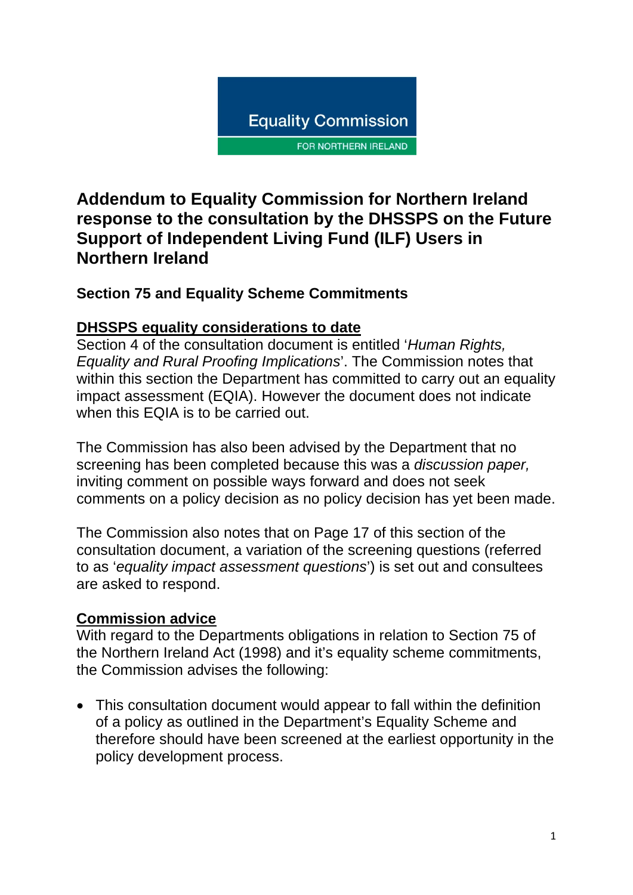Equality Commission

FOR NORTHERN IRELAND

# Addendum to Equality Commission for Northern Ireland response to the consultation by the DHSSPS on the Future Support of Independent Living Fund (ILF) Users in Northern Ireland

## Section 75 and Equality Scheme Commitments

### DHSSPS equality considerations to date

Section 4 of the consultation document is entitled '*Human Rights, Equality and Rural Proofing Implications*'. The Commission notes that within this section the Department has committed to carry out an equality impact assessment (EQIA). However the document does not indicate when this EQIA is to be carried out.

The Commission has also been advised by the Department that no screening has been completed because this was a *discussion paper,* inviting comment on possible ways forward and does not seek comments on a policy decision as no policy decision has yet been made.

The Commission also notes that on Page 17 of this section of the consultation document, a variation of the screening questions (referred to as '*equality impact assessment questions*') is set out and consultees are asked to respond.

### Commission advice

With regard to the Departments obligations in relation to Section 75 of the Northern Ireland Act (1998) and it's equality scheme commitments, the Commission advises the following:

- This consultation document would appear to fall within the definition of a policy as outlined in the Department's Equality Scheme and therefore should have been screened at the earliest opportunity in the policy development process.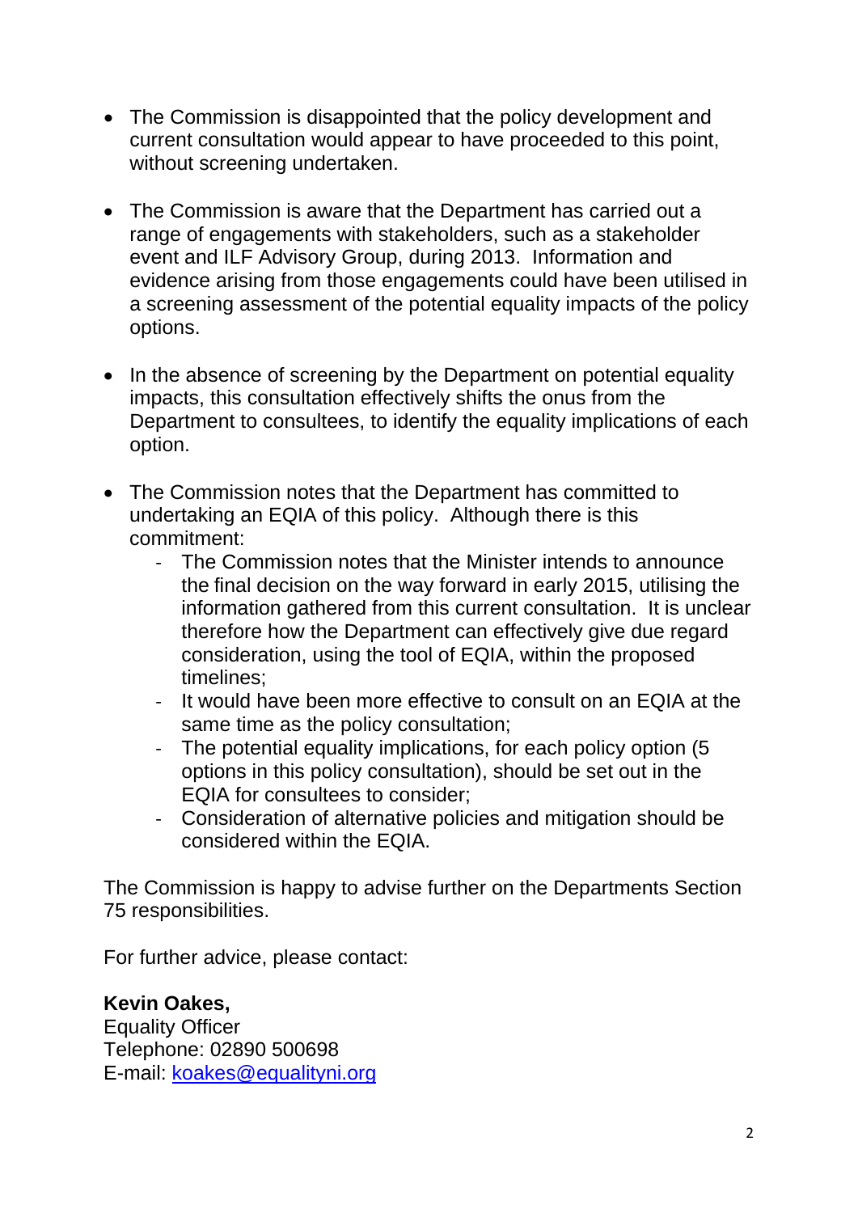- The Commission is disappointed that the policy development and current consultation would appear to have proceeded to this point, without screening undertaken.

- The Commission is aware that the Department has carried out a range of engagements with stakeholders, such as a stakeholder event and ILF Advisory Group, during 2013. Information and evidence arising from those engagements could have been utilised in a screening assessment of the potential equality impacts of the policy options.

- In the absence of screening by the Department on potential equality impacts, this consultation effectively shifts the onus from the Department to consultees, to identify the equality implications of each option.

- The Commission notes that the Department has committed to undertaking an EQIA of this policy. Although there is this commitment:
  - The Commission notes that the Minister intends to announce the final decision on the way forward in early 2015, utilising the information gathered from this current consultation. It is unclear therefore how the Department can effectively give due regard consideration, using the tool of EQIA, within the proposed timelines;
  - It would have been more effective to consult on an EQIA at the same time as the policy consultation;
  - The potential equality implications, for each policy option (5 options in this policy consultation), should be set out in the EQIA for consultees to consider;
  - Consideration of alternative policies and mitigation should be considered within the EQIA.

The Commission is happy to advise further on the Departments Section 75 responsibilities.

For further advice, please contact:

**Kevin Oakes,**
Equality Officer
Telephone: 02890 500698
E-mail: koakes@equalityni.org